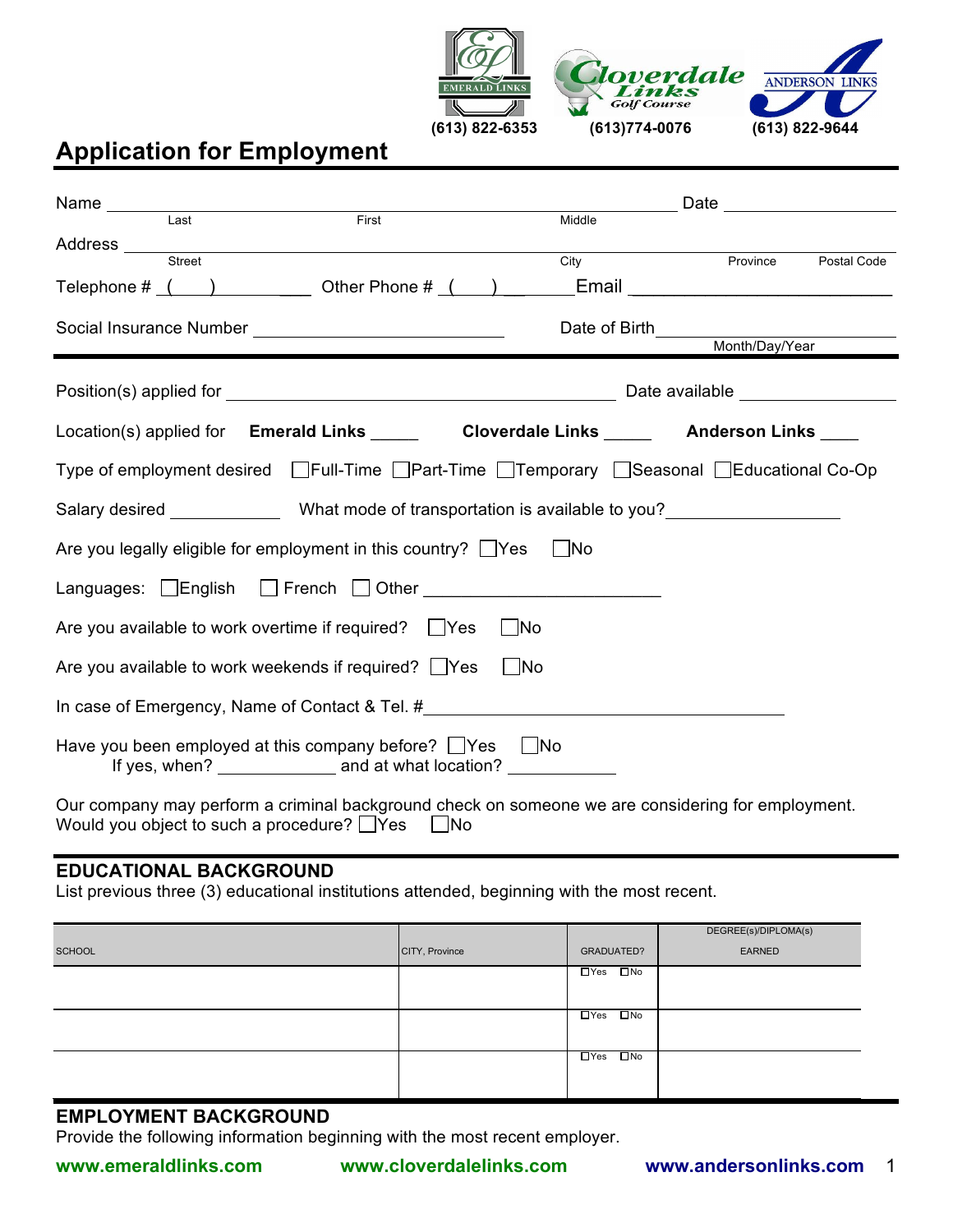EMERALD LINKS (613) 822-6353 | Cloverdale Links Golf Course (613)774-0076 | ANDERSON LINKS (613) 822-9644

# Application for Employment

Name ____________________ (Last) ____________________ (First) ____________________ (Middle) Date ____________________

Address ____________________ (Street) ____________________ (City) ____________ (Province) ____________ (Postal Code)

Telephone # ( ) ____________ Other Phone # ( ) ____________ Email ____________________

Social Insurance Number ____________________ Date of Birth ____________________ (Month/Day/Year)

---

Position(s) applied for ____________________ Date available ____________________

Location(s) applied for **Emerald Links** _____ **Cloverdale Links** _____ **Anderson Links** ____

Type of employment desired ☐ Full-Time ☐ Part-Time ☐ Temporary ☐ Seasonal ☐ Educational Co-Op

Salary desired ____________ What mode of transportation is available to you? ____________________

Are you legally eligible for employment in this country? ☐ Yes ☐ No

Languages: ☐ English ☐ French ☐ Other ____________________

Are you available to work overtime if required? ☐ Yes ☐ No

Are you available to work weekends if required? ☐ Yes ☐ No

In case of Emergency, Name of Contact & Tel. # ____________________

Have you been employed at this company before? ☐ Yes ☐ No
If yes, when? ____________ and at what location? ____________

Our company may perform a criminal background check on someone we are considering for employment. Would you object to such a procedure? ☐ Yes ☐ No

## EDUCATIONAL BACKGROUND

List previous three (3) educational institutions attended, beginning with the most recent.

| SCHOOL | CITY, Province | GRADUATED? | DEGREE(s)/DIPLOMA(s) EARNED |
|---|---|---|---|
| | | ☐ Yes ☐ No | |
| | | ☐ Yes ☐ No | |
| | | ☐ Yes ☐ No | |

## EMPLOYMENT BACKGROUND

Provide the following information beginning with the most recent employer.

www.emeraldlinks.com www.cloverdalelinks.com www.andersonlinks.com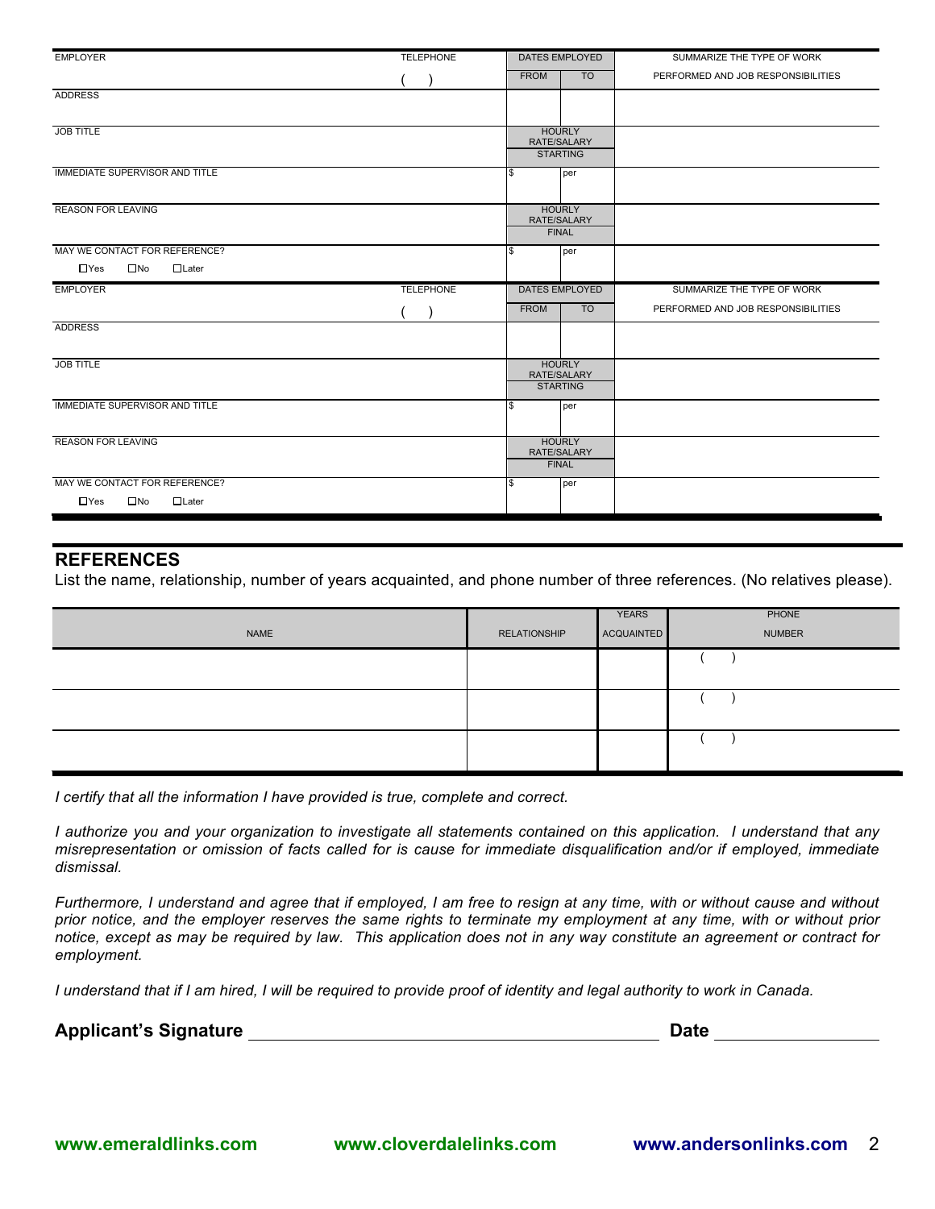| EMPLOYER | TELEPHONE | DATES EMPLOYED | | SUMMARIZE THE TYPE OF WORK PERFORMED AND JOB RESPONSIBILITIES |
|---|---|---|---|---|
| | ( ) | FROM | TO | |
| ADDRESS | | | | |
| JOB TITLE | | HOURLY RATE/SALARY STARTING | | |
| IMMEDIATE SUPERVISOR AND TITLE | | $ | per | |
| REASON FOR LEAVING | | HOURLY RATE/SALARY FINAL | | |
| MAY WE CONTACT FOR REFERENCE? ☐Yes ☐No ☐Later | | $ | per | |

| EMPLOYER | TELEPHONE | DATES EMPLOYED | | SUMMARIZE THE TYPE OF WORK PERFORMED AND JOB RESPONSIBILITIES |
|---|---|---|---|---|
| | ( ) | FROM | TO | |
| ADDRESS | | | | |
| JOB TITLE | | HOURLY RATE/SALARY STARTING | | |
| IMMEDIATE SUPERVISOR AND TITLE | | $ | per | |
| REASON FOR LEAVING | | HOURLY RATE/SALARY FINAL | | |
| MAY WE CONTACT FOR REFERENCE? ☐Yes ☐No ☐Later | | $ | per | |

## REFERENCES

List the name, relationship, number of years acquainted, and phone number of three references. (No relatives please).

| NAME | RELATIONSHIP | YEARS ACQUAINTED | PHONE NUMBER |
|---|---|---|---|
| | | | ( ) |
| | | | ( ) |
| | | | ( ) |

*I certify that all the information I have provided is true, complete and correct.*

*I authorize you and your organization to investigate all statements contained on this application. I understand that any misrepresentation or omission of facts called for is cause for immediate disqualification and/or if employed, immediate dismissal.*

*Furthermore, I understand and agree that if employed, I am free to resign at any time, with or without cause and without prior notice, and the employer reserves the same rights to terminate my employment at any time, with or without prior notice, except as may be required by law. This application does not in any way constitute an agreement or contract for employment.*

*I understand that if I am hired, I will be required to provide proof of identity and legal authority to work in Canada.*

**Applicant's Signature** ______________________________ **Date** ______________

**www.emeraldlinks.com** **www.cloverdalelinks.com** **www.andersonlinks.com**